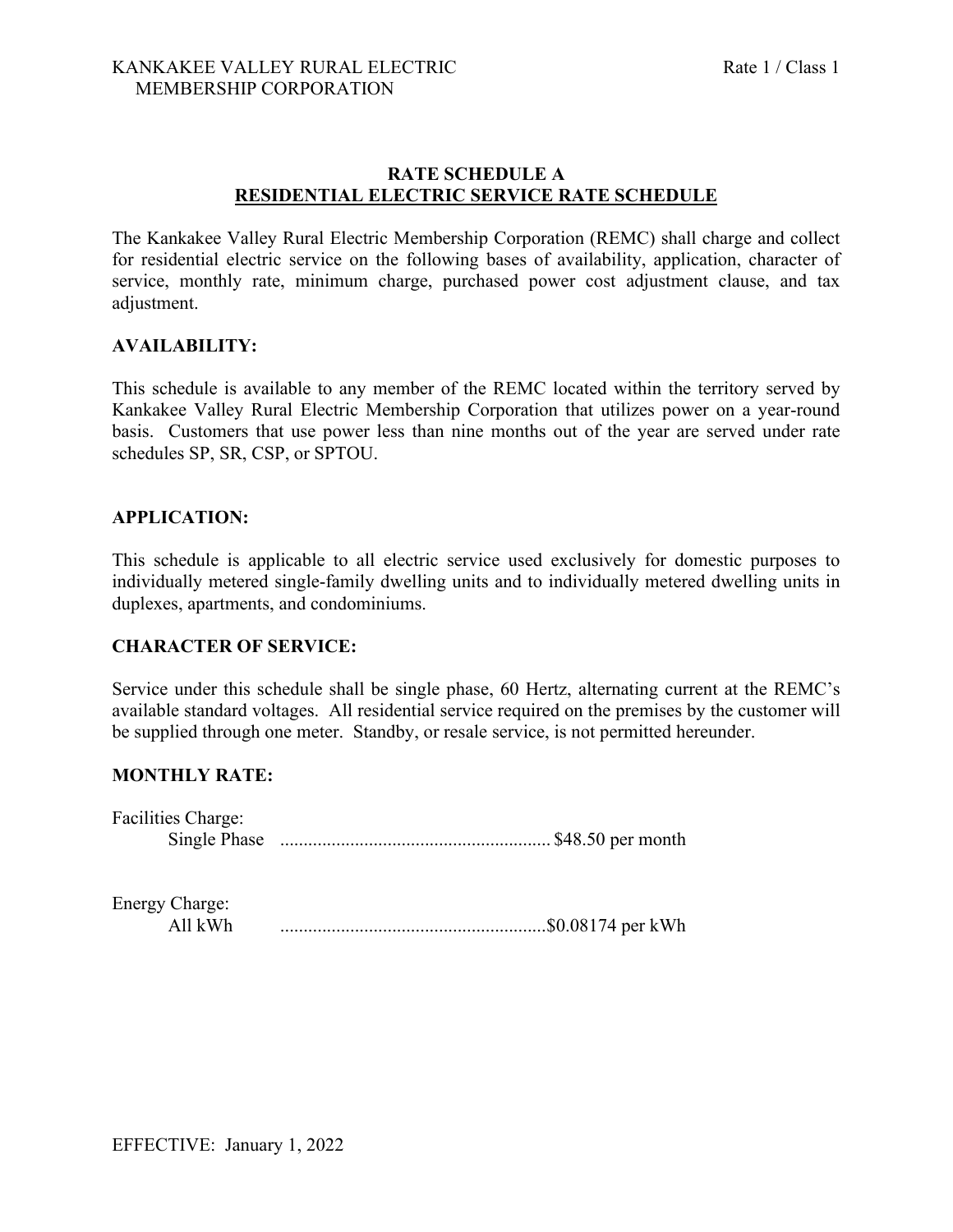KANKAKEE VALLEY RURAL ELECTRIC MEMBERSHIP CORPORATION

Rate 1 / Class 1

## RATE SCHEDULE A
## RESIDENTIAL ELECTRIC SERVICE RATE SCHEDULE

The Kankakee Valley Rural Electric Membership Corporation (REMC) shall charge and collect for residential electric service on the following bases of availability, application, character of service, monthly rate, minimum charge, purchased power cost adjustment clause, and tax adjustment.

### AVAILABILITY:

This schedule is available to any member of the REMC located within the territory served by Kankakee Valley Rural Electric Membership Corporation that utilizes power on a year-round basis. Customers that use power less than nine months out of the year are served under rate schedules SP, SR, CSP, or SPTOU.

### APPLICATION:

This schedule is applicable to all electric service used exclusively for domestic purposes to individually metered single-family dwelling units and to individually metered dwelling units in duplexes, apartments, and condominiums.

### CHARACTER OF SERVICE:

Service under this schedule shall be single phase, 60 Hertz, alternating current at the REMC's available standard voltages. All residential service required on the premises by the customer will be supplied through one meter. Standby, or resale service, is not permitted hereunder.

### MONTHLY RATE:

Facilities Charge:
Single Phase .......................................................... $48.50 per month

Energy Charge:
All kWh ........................................................$0.08174 per kWh

EFFECTIVE: January 1, 2022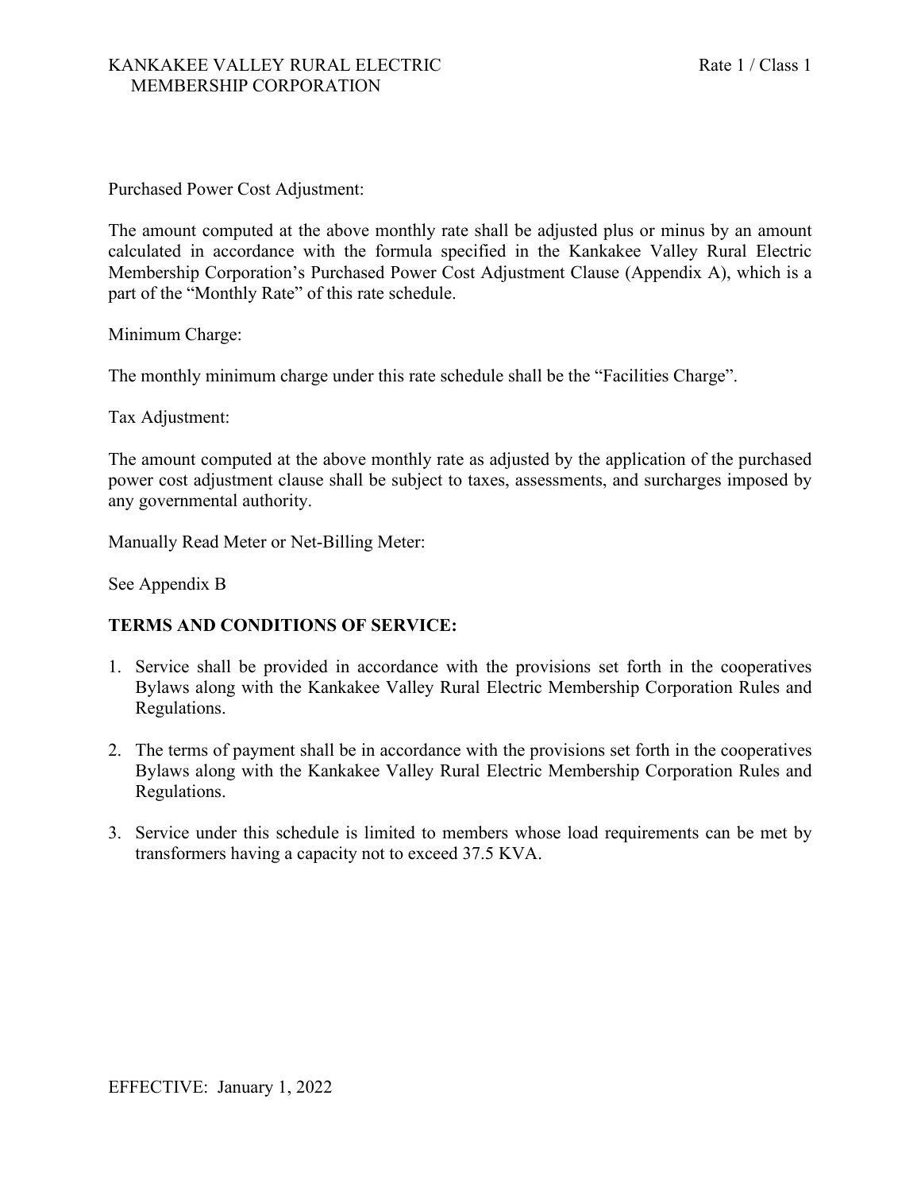Purchased Power Cost Adjustment:

The amount computed at the above monthly rate shall be adjusted plus or minus by an amount calculated in accordance with the formula specified in the Kankakee Valley Rural Electric Membership Corporation's Purchased Power Cost Adjustment Clause (Appendix A), which is a part of the "Monthly Rate" of this rate schedule.

Minimum Charge:

The monthly minimum charge under this rate schedule shall be the "Facilities Charge".

Tax Adjustment:

The amount computed at the above monthly rate as adjusted by the application of the purchased power cost adjustment clause shall be subject to taxes, assessments, and surcharges imposed by any governmental authority.

Manually Read Meter or Net-Billing Meter:

See Appendix B

**TERMS AND CONDITIONS OF SERVICE:**

1. Service shall be provided in accordance with the provisions set forth in the cooperatives Bylaws along with the Kankakee Valley Rural Electric Membership Corporation Rules and Regulations.

2. The terms of payment shall be in accordance with the provisions set forth in the cooperatives Bylaws along with the Kankakee Valley Rural Electric Membership Corporation Rules and Regulations.

3. Service under this schedule is limited to members whose load requirements can be met by transformers having a capacity not to exceed 37.5 KVA.

EFFECTIVE: January 1, 2022